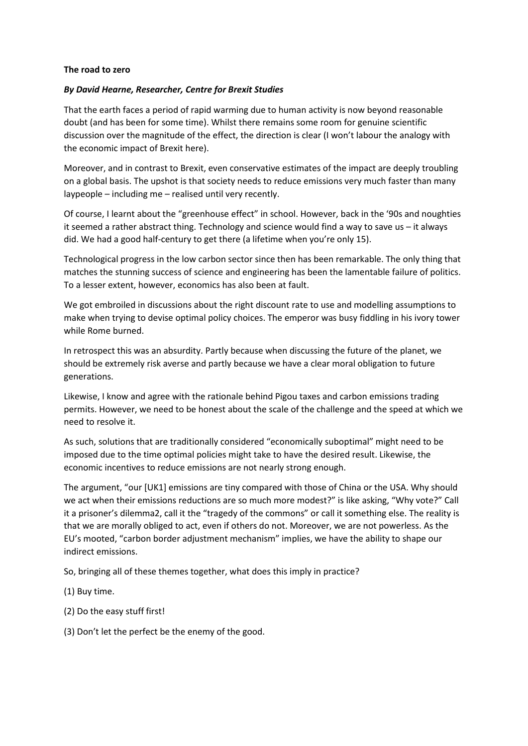**The road to zero**

***By David Hearne, Researcher, Centre for Brexit Studies***

That the earth faces a period of rapid warming due to human activity is now beyond reasonable doubt (and has been for some time). Whilst there remains some room for genuine scientific discussion over the magnitude of the effect, the direction is clear (I won't labour the analogy with the economic impact of Brexit here).

Moreover, and in contrast to Brexit, even conservative estimates of the impact are deeply troubling on a global basis. The upshot is that society needs to reduce emissions very much faster than many laypeople – including me – realised until very recently.

Of course, I learnt about the "greenhouse effect" in school. However, back in the '90s and noughties it seemed a rather abstract thing. Technology and science would find a way to save us – it always did. We had a good half-century to get there (a lifetime when you're only 15).

Technological progress in the low carbon sector since then has been remarkable. The only thing that matches the stunning success of science and engineering has been the lamentable failure of politics. To a lesser extent, however, economics has also been at fault.

We got embroiled in discussions about the right discount rate to use and modelling assumptions to make when trying to devise optimal policy choices. The emperor was busy fiddling in his ivory tower while Rome burned.

In retrospect this was an absurdity. Partly because when discussing the future of the planet, we should be extremely risk averse and partly because we have a clear moral obligation to future generations.

Likewise, I know and agree with the rationale behind Pigou taxes and carbon emissions trading permits. However, we need to be honest about the scale of the challenge and the speed at which we need to resolve it.

As such, solutions that are traditionally considered "economically suboptimal" might need to be imposed due to the time optimal policies might take to have the desired result. Likewise, the economic incentives to reduce emissions are not nearly strong enough.

The argument, "our [UK[1]] emissions are tiny compared with those of China or the USA. Why should we act when their emissions reductions are so much more modest?" is like asking, "Why vote?" Call it a prisoner's dilemma[2], call it the "tragedy of the commons" or call it something else. The reality is that we are morally obliged to act, even if others do not. Moreover, we are not powerless. As the EU's mooted, "carbon border adjustment mechanism" implies, we have the ability to shape our indirect emissions.

So, bringing all of these themes together, what does this imply in practice?

(1) Buy time.

(2) Do the easy stuff first!

(3) Don't let the perfect be the enemy of the good.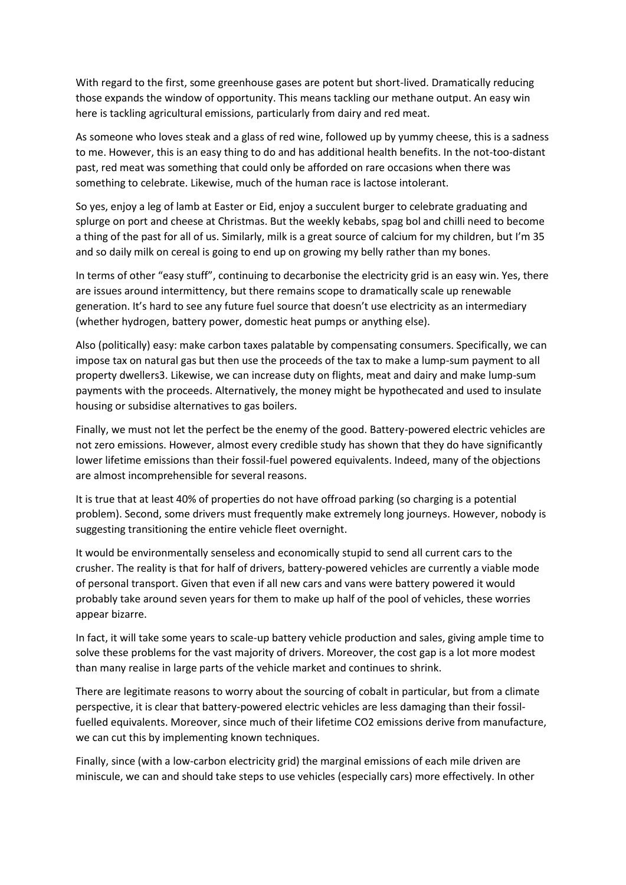With regard to the first, some greenhouse gases are potent but short-lived. Dramatically reducing those expands the window of opportunity. This means tackling our methane output. An easy win here is tackling agricultural emissions, particularly from dairy and red meat.

As someone who loves steak and a glass of red wine, followed up by yummy cheese, this is a sadness to me. However, this is an easy thing to do and has additional health benefits. In the not-too-distant past, red meat was something that could only be afforded on rare occasions when there was something to celebrate. Likewise, much of the human race is lactose intolerant.

So yes, enjoy a leg of lamb at Easter or Eid, enjoy a succulent burger to celebrate graduating and splurge on port and cheese at Christmas. But the weekly kebabs, spag bol and chilli need to become a thing of the past for all of us. Similarly, milk is a great source of calcium for my children, but I'm 35 and so daily milk on cereal is going to end up on growing my belly rather than my bones.

In terms of other "easy stuff", continuing to decarbonise the electricity grid is an easy win. Yes, there are issues around intermittency, but there remains scope to dramatically scale up renewable generation. It's hard to see any future fuel source that doesn't use electricity as an intermediary (whether hydrogen, battery power, domestic heat pumps or anything else).

Also (politically) easy: make carbon taxes palatable by compensating consumers. Specifically, we can impose tax on natural gas but then use the proceeds of the tax to make a lump-sum payment to all property dwellers[3]. Likewise, we can increase duty on flights, meat and dairy and make lump-sum payments with the proceeds. Alternatively, the money might be hypothecated and used to insulate housing or subsidise alternatives to gas boilers.

Finally, we must not let the perfect be the enemy of the good. Battery-powered electric vehicles are not zero emissions. However, almost every credible study has shown that they do have significantly lower lifetime emissions than their fossil-fuel powered equivalents. Indeed, many of the objections are almost incomprehensible for several reasons.

It is true that at least 40% of properties do not have offroad parking (so charging is a potential problem). Second, some drivers must frequently make extremely long journeys. However, nobody is suggesting transitioning the entire vehicle fleet overnight.

It would be environmentally senseless and economically stupid to send all current cars to the crusher. The reality is that for half of drivers, battery-powered vehicles are currently a viable mode of personal transport. Given that even if all new cars and vans were battery powered it would probably take around seven years for them to make up half of the pool of vehicles, these worries appear bizarre.

In fact, it will take some years to scale-up battery vehicle production and sales, giving ample time to solve these problems for the vast majority of drivers. Moreover, the cost gap is a lot more modest than many realise in large parts of the vehicle market and continues to shrink.

There are legitimate reasons to worry about the sourcing of cobalt in particular, but from a climate perspective, it is clear that battery-powered electric vehicles are less damaging than their fossil-fuelled equivalents. Moreover, since much of their lifetime $CO_2$ emissions derive from manufacture, we can cut this by implementing known techniques.

Finally, since (with a low-carbon electricity grid) the marginal emissions of each mile driven are miniscule, we can and should take steps to use vehicles (especially cars) more effectively. In other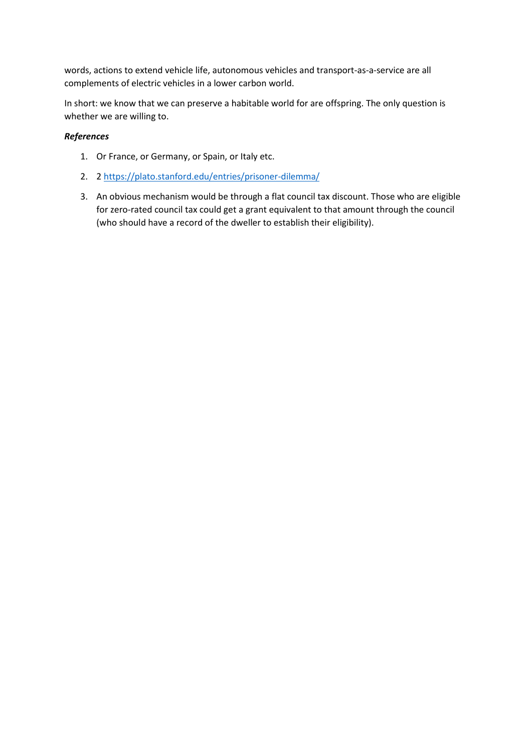words, actions to extend vehicle life, autonomous vehicles and transport-as-a-service are all complements of electric vehicles in a lower carbon world.

In short: we know that we can preserve a habitable world for are offspring. The only question is whether we are willing to.

***References***

1. Or France, or Germany, or Spain, or Italy etc.
2. 2 https://plato.stanford.edu/entries/prisoner-dilemma/
3. An obvious mechanism would be through a flat council tax discount. Those who are eligible for zero-rated council tax could get a grant equivalent to that amount through the council (who should have a record of the dweller to establish their eligibility).